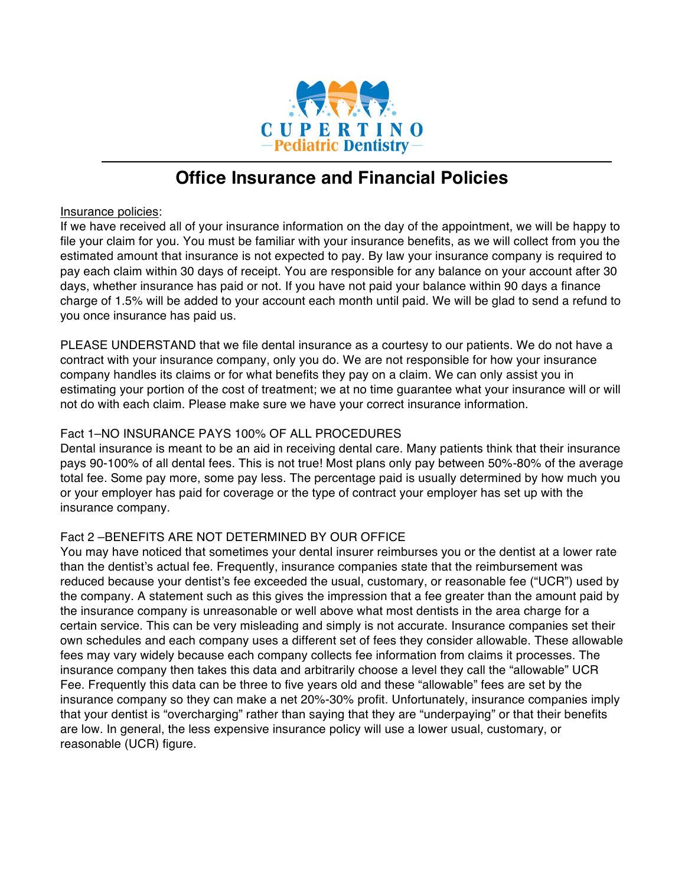CUPERTINO
—Pediatric Dentistry—

# Office Insurance and Financial Policies

Insurance policies:

If we have received all of your insurance information on the day of the appointment, we will be happy to file your claim for you. You must be familiar with your insurance benefits, as we will collect from you the estimated amount that insurance is not expected to pay. By law your insurance company is required to pay each claim within 30 days of receipt. You are responsible for any balance on your account after 30 days, whether insurance has paid or not. If you have not paid your balance within 90 days a finance charge of 1.5% will be added to your account each month until paid. We will be glad to send a refund to you once insurance has paid us.

PLEASE UNDERSTAND that we file dental insurance as a courtesy to our patients. We do not have a contract with your insurance company, only you do. We are not responsible for how your insurance company handles its claims or for what benefits they pay on a claim. We can only assist you in estimating your portion of the cost of treatment; we at no time guarantee what your insurance will or will not do with each claim. Please make sure we have your correct insurance information.

Fact 1–NO INSURANCE PAYS 100% OF ALL PROCEDURES

Dental insurance is meant to be an aid in receiving dental care. Many patients think that their insurance pays 90-100% of all dental fees. This is not true! Most plans only pay between 50%-80% of the average total fee. Some pay more, some pay less. The percentage paid is usually determined by how much you or your employer has paid for coverage or the type of contract your employer has set up with the insurance company.

Fact 2 –BENEFITS ARE NOT DETERMINED BY OUR OFFICE

You may have noticed that sometimes your dental insurer reimburses you or the dentist at a lower rate than the dentist's actual fee. Frequently, insurance companies state that the reimbursement was reduced because your dentist's fee exceeded the usual, customary, or reasonable fee ("UCR") used by the company. A statement such as this gives the impression that a fee greater than the amount paid by the insurance company is unreasonable or well above what most dentists in the area charge for a certain service. This can be very misleading and simply is not accurate. Insurance companies set their own schedules and each company uses a different set of fees they consider allowable. These allowable fees may vary widely because each company collects fee information from claims it processes. The insurance company then takes this data and arbitrarily choose a level they call the "allowable" UCR Fee. Frequently this data can be three to five years old and these "allowable" fees are set by the insurance company so they can make a net 20%-30% profit. Unfortunately, insurance companies imply that your dentist is "overcharging" rather than saying that they are "underpaying" or that their benefits are low. In general, the less expensive insurance policy will use a lower usual, customary, or reasonable (UCR) figure.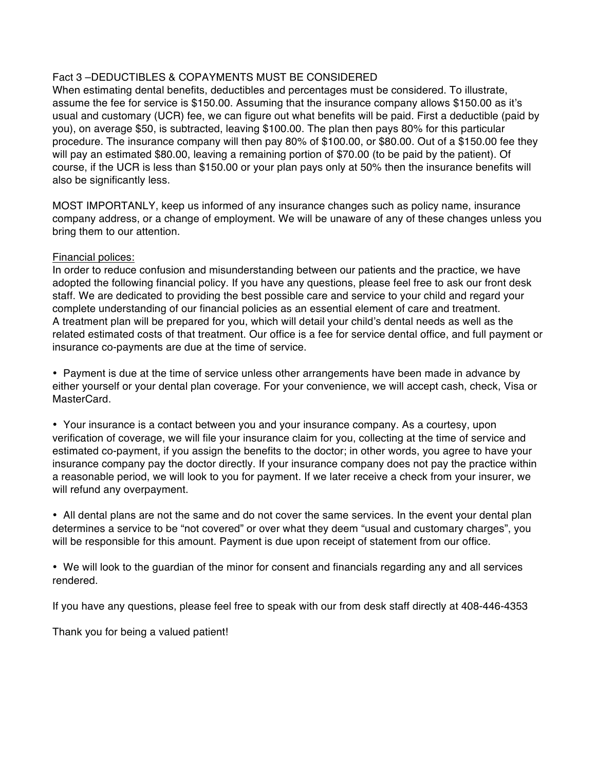Fact 3 –DEDUCTIBLES & COPAYMENTS MUST BE CONSIDERED
When estimating dental benefits, deductibles and percentages must be considered. To illustrate, assume the fee for service is $150.00. Assuming that the insurance company allows $150.00 as it's usual and customary (UCR) fee, we can figure out what benefits will be paid. First a deductible (paid by you), on average $50, is subtracted, leaving $100.00. The plan then pays 80% for this particular procedure. The insurance company will then pay 80% of $100.00, or $80.00. Out of a $150.00 fee they will pay an estimated $80.00, leaving a remaining portion of $70.00 (to be paid by the patient). Of course, if the UCR is less than $150.00 or your plan pays only at 50% then the insurance benefits will also be significantly less.

MOST IMPORTANLY, keep us informed of any insurance changes such as policy name, insurance company address, or a change of employment. We will be unaware of any of these changes unless you bring them to our attention.

<u>Financial polices:</u>
In order to reduce confusion and misunderstanding between our patients and the practice, we have adopted the following financial policy. If you have any questions, please feel free to ask our front desk staff. We are dedicated to providing the best possible care and service to your child and regard your complete understanding of our financial policies as an essential element of care and treatment.
A treatment plan will be prepared for you, which will detail your child's dental needs as well as the related estimated costs of that treatment. Our office is a fee for service dental office, and full payment or insurance co-payments are due at the time of service.

- Payment is due at the time of service unless other arrangements have been made in advance by either yourself or your dental plan coverage. For your convenience, we will accept cash, check, Visa or MasterCard.

- Your insurance is a contact between you and your insurance company. As a courtesy, upon verification of coverage, we will file your insurance claim for you, collecting at the time of service and estimated co-payment, if you assign the benefits to the doctor; in other words, you agree to have your insurance company pay the doctor directly. If your insurance company does not pay the practice within a reasonable period, we will look to you for payment. If we later receive a check from your insurer, we will refund any overpayment.

- All dental plans are not the same and do not cover the same services. In the event your dental plan determines a service to be "not covered" or over what they deem "usual and customary charges", you will be responsible for this amount. Payment is due upon receipt of statement from our office.

- We will look to the guardian of the minor for consent and financials regarding any and all services rendered.

If you have any questions, please feel free to speak with our from desk staff directly at 408-446-4353

Thank you for being a valued patient!